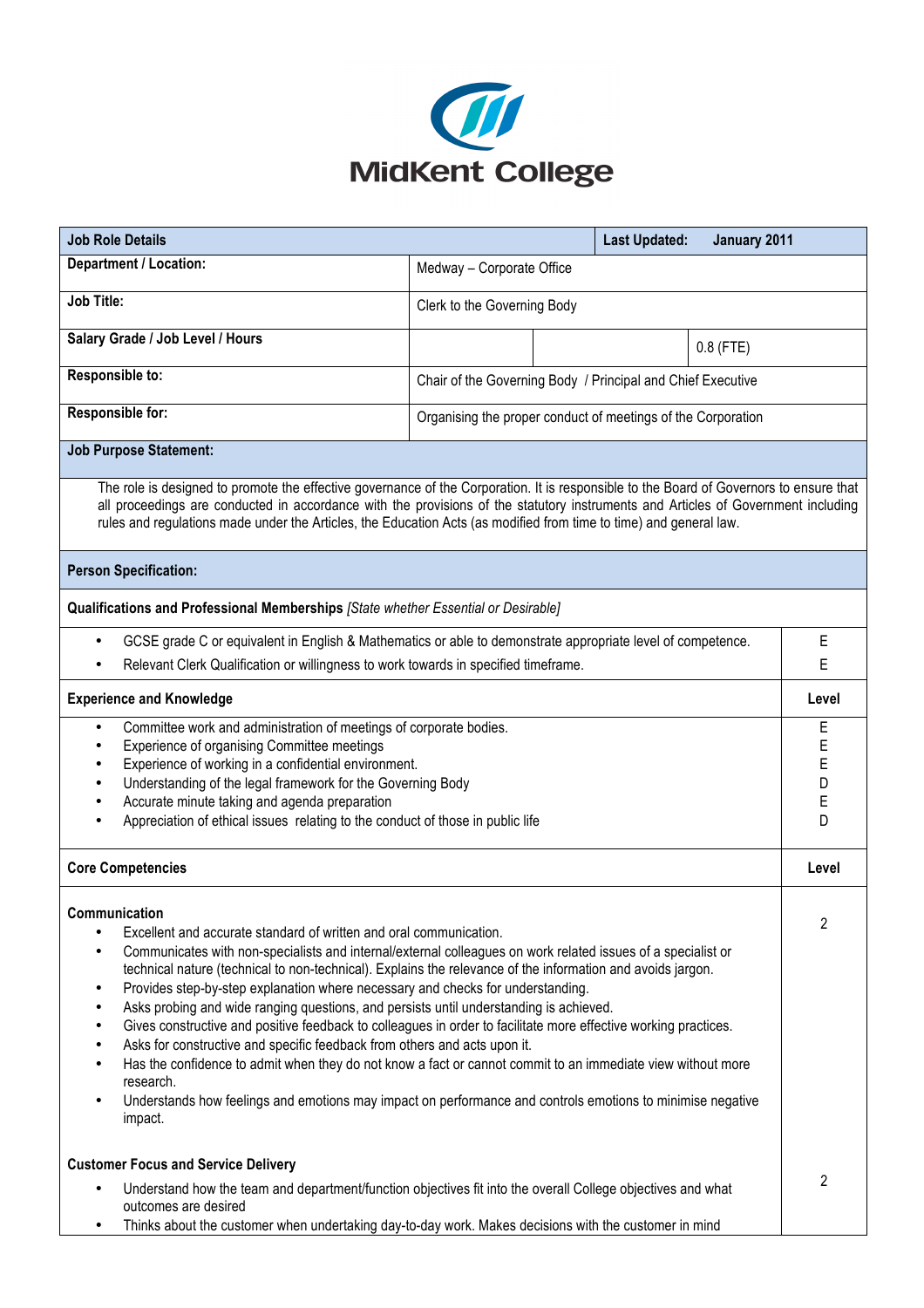MidKent College

| Job Role Details | | Last Updated: January 2011 | |
|---|---|---|---|
| Department / Location: | Medway – Corporate Office | | |
| Job Title: | Clerk to the Governing Body | | |
| Salary Grade / Job Level / Hours | | | 0.8 (FTE) |
| Responsible to: | Chair of the Governing Body / Principal and Chief Executive | | |
| Responsible for: | Organising the proper conduct of meetings of the Corporation | | |

**Job Purpose Statement:**

The role is designed to promote the effective governance of the Corporation. It is responsible to the Board of Governors to ensure that all proceedings are conducted in accordance with the provisions of the statutory instruments and Articles of Government including rules and regulations made under the Articles, the Education Acts (as modified from time to time) and general law.

**Person Specification:**

| **Qualifications and Professional Memberships** *[State whether Essential or Desirable]* | |
|---|---|
| • GCSE grade C or equivalent in English & Mathematics or able to demonstrate appropriate level of competence. | E |
| • Relevant Clerk Qualification or willingness to work towards in specified timeframe. | E |

| **Experience and Knowledge** | **Level** |
|---|---|
| • Committee work and administration of meetings of corporate bodies. | E |
| • Experience of organising Committee meetings | E |
| • Experience of working in a confidential environment. | E |
| • Understanding of the legal framework for the Governing Body | D |
| • Accurate minute taking and agenda preparation | E |
| • Appreciation of ethical issues relating to the conduct of those in public life | D |

| **Core Competencies** | **Level** |
|---|---|
| **Communication**<br>• Excellent and accurate standard of written and oral communication.<br>• Communicates with non-specialists and internal/external colleagues on work related issues of a specialist or technical nature (technical to non-technical). Explains the relevance of the information and avoids jargon.<br>• Provides step-by-step explanation where necessary and checks for understanding.<br>• Asks probing and wide ranging questions, and persists until understanding is achieved.<br>• Gives constructive and positive feedback to colleagues in order to facilitate more effective working practices.<br>• Asks for constructive and specific feedback from others and acts upon it.<br>• Has the confidence to admit when they do not know a fact or cannot commit to an immediate view without more research.<br>• Understands how feelings and emotions may impact on performance and controls emotions to minimise negative impact. | 2 |
| **Customer Focus and Service Delivery**<br>• Understand how the team and department/function objectives fit into the overall College objectives and what outcomes are desired<br>• Thinks about the customer when undertaking day-to-day work. Makes decisions with the customer in mind | 2 |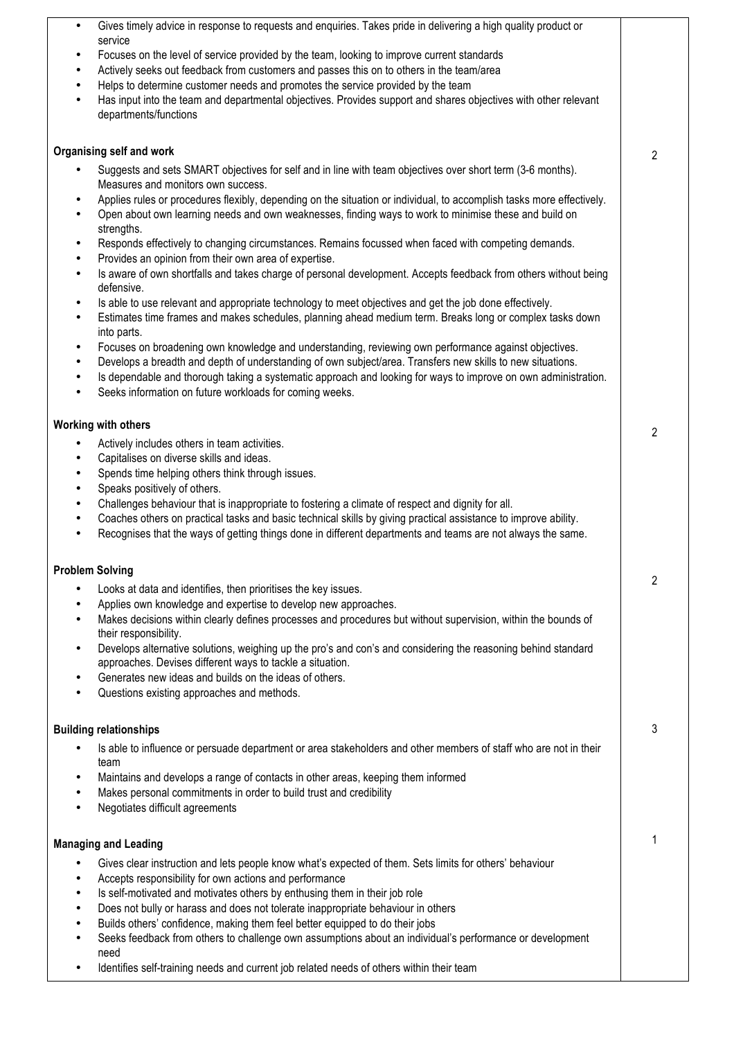| | |
|---|---|
| • Gives timely advice in response to requests and enquiries. Takes pride in delivering a high quality product or service<br>• Focuses on the level of service provided by the team, looking to improve current standards<br>• Actively seeks out feedback from customers and passes this on to others in the team/area<br>• Helps to determine customer needs and promotes the service provided by the team<br>• Has input into the team and departmental objectives. Provides support and shares objectives with other relevant departments/functions | |
| **Organising self and work**<br>• Suggests and sets SMART objectives for self and in line with team objectives over short term (3-6 months). Measures and monitors own success.<br>• Applies rules or procedures flexibly, depending on the situation or individual, to accomplish tasks more effectively.<br>• Open about own learning needs and own weaknesses, finding ways to work to minimise these and build on strengths.<br>• Responds effectively to changing circumstances. Remains focussed when faced with competing demands.<br>• Provides an opinion from their own area of expertise.<br>• Is aware of own shortfalls and takes charge of personal development. Accepts feedback from others without being defensive.<br>• Is able to use relevant and appropriate technology to meet objectives and get the job done effectively.<br>• Estimates time frames and makes schedules, planning ahead medium term. Breaks long or complex tasks down into parts.<br>• Focuses on broadening own knowledge and understanding, reviewing own performance against objectives.<br>• Develops a breadth and depth of understanding of own subject/area. Transfers new skills to new situations.<br>• Is dependable and thorough taking a systematic approach and looking for ways to improve on own administration.<br>• Seeks information on future workloads for coming weeks. | 2 |
| **Working with others**<br>• Actively includes others in team activities.<br>• Capitalises on diverse skills and ideas.<br>• Spends time helping others think through issues.<br>• Speaks positively of others.<br>• Challenges behaviour that is inappropriate to fostering a climate of respect and dignity for all.<br>• Coaches others on practical tasks and basic technical skills by giving practical assistance to improve ability.<br>• Recognises that the ways of getting things done in different departments and teams are not always the same. | 2 |
| **Problem Solving**<br>• Looks at data and identifies, then prioritises the key issues.<br>• Applies own knowledge and expertise to develop new approaches.<br>• Makes decisions within clearly defines processes and procedures but without supervision, within the bounds of their responsibility.<br>• Develops alternative solutions, weighing up the pro's and con's and considering the reasoning behind standard approaches. Devises different ways to tackle a situation.<br>• Generates new ideas and builds on the ideas of others.<br>• Questions existing approaches and methods. | 2 |
| **Building relationships**<br>• Is able to influence or persuade department or area stakeholders and other members of staff who are not in their team<br>• Maintains and develops a range of contacts in other areas, keeping them informed<br>• Makes personal commitments in order to build trust and credibility<br>• Negotiates difficult agreements | 3 |
| **Managing and Leading**<br>• Gives clear instruction and lets people know what's expected of them. Sets limits for others' behaviour<br>• Accepts responsibility for own actions and performance<br>• Is self-motivated and motivates others by enthusing them in their job role<br>• Does not bully or harass and does not tolerate inappropriate behaviour in others<br>• Builds others' confidence, making them feel better equipped to do their jobs<br>• Seeks feedback from others to challenge own assumptions about an individual's performance or development need<br>• Identifies self-training needs and current job related needs of others within their team | 1 |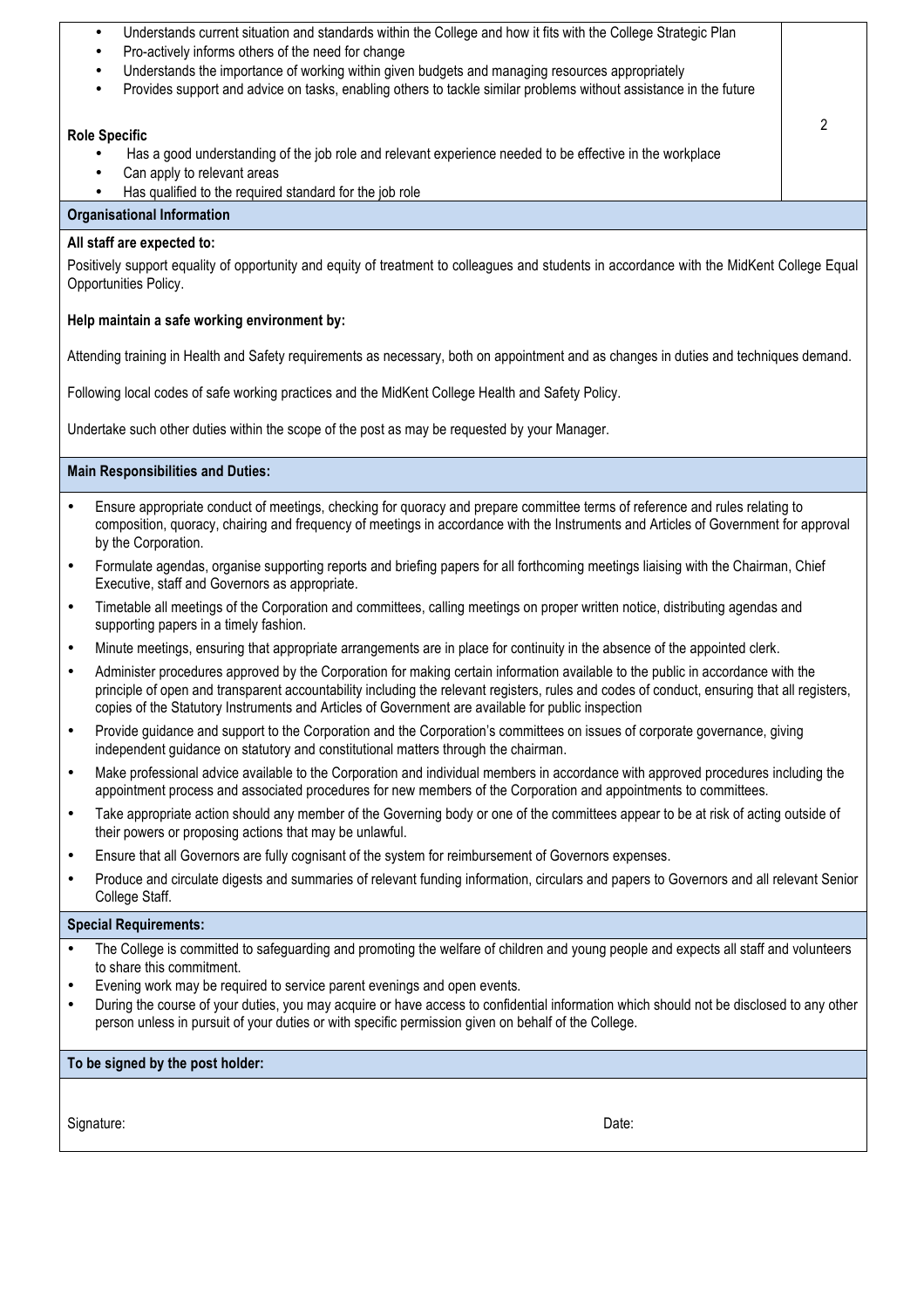- Understands current situation and standards within the College and how it fits with the College Strategic Plan
- Pro-actively informs others of the need for change
- Understands the importance of working within given budgets and managing resources appropriately
- Provides support and advice on tasks, enabling others to tackle similar problems without assistance in the future

**Role Specific**

- Has a good understanding of the job role and relevant experience needed to be effective in the workplace
- Can apply to relevant areas
- Has qualified to the required standard for the job role

2

## Organisational Information

**All staff are expected to:**

Positively support equality of opportunity and equity of treatment to colleagues and students in accordance with the MidKent College Equal Opportunities Policy.

**Help maintain a safe working environment by:**

Attending training in Health and Safety requirements as necessary, both on appointment and as changes in duties and techniques demand.

Following local codes of safe working practices and the MidKent College Health and Safety Policy.

Undertake such other duties within the scope of the post as may be requested by your Manager.

## Main Responsibilities and Duties:

- Ensure appropriate conduct of meetings, checking for quoracy and prepare committee terms of reference and rules relating to composition, quoracy, chairing and frequency of meetings in accordance with the Instruments and Articles of Government for approval by the Corporation.
- Formulate agendas, organise supporting reports and briefing papers for all forthcoming meetings liaising with the Chairman, Chief Executive, staff and Governors as appropriate.
- Timetable all meetings of the Corporation and committees, calling meetings on proper written notice, distributing agendas and supporting papers in a timely fashion.
- Minute meetings, ensuring that appropriate arrangements are in place for continuity in the absence of the appointed clerk.
- Administer procedures approved by the Corporation for making certain information available to the public in accordance with the principle of open and transparent accountability including the relevant registers, rules and codes of conduct, ensuring that all registers, copies of the Statutory Instruments and Articles of Government are available for public inspection
- Provide guidance and support to the Corporation and the Corporation's committees on issues of corporate governance, giving independent guidance on statutory and constitutional matters through the chairman.
- Make professional advice available to the Corporation and individual members in accordance with approved procedures including the appointment process and associated procedures for new members of the Corporation and appointments to committees.
- Take appropriate action should any member of the Governing body or one of the committees appear to be at risk of acting outside of their powers or proposing actions that may be unlawful.
- Ensure that all Governors are fully cognisant of the system for reimbursement of Governors expenses.
- Produce and circulate digests and summaries of relevant funding information, circulars and papers to Governors and all relevant Senior College Staff.

## Special Requirements:

- The College is committed to safeguarding and promoting the welfare of children and young people and expects all staff and volunteers to share this commitment.
- Evening work may be required to service parent evenings and open events.
- During the course of your duties, you may acquire or have access to confidential information which should not be disclosed to any other person unless in pursuit of your duties or with specific permission given on behalf of the College.

## To be signed by the post holder:

Signature: Date: